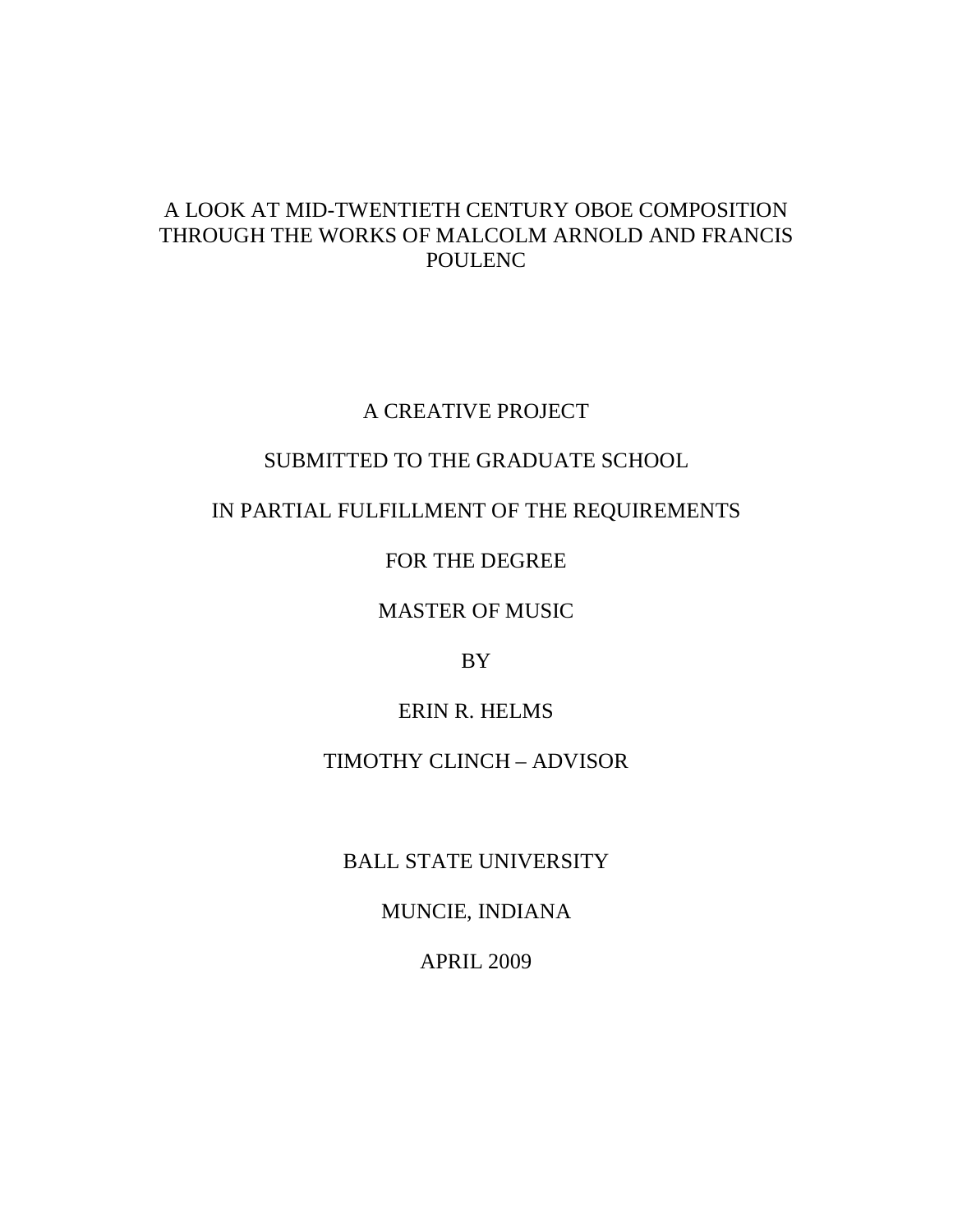# A LOOK AT MID-TWENTIETH CENTURY OBOE COMPOSITION THROUGH THE WORKS OF MALCOLM ARNOLD AND FRANCIS POULENC

A CREATIVE PROJECT

SUBMITTED TO THE GRADUATE SCHOOL

IN PARTIAL FULFILLMENT OF THE REQUIREMENTS

FOR THE DEGREE

MASTER OF MUSIC

BY

ERIN R. HELMS

TIMOTHY CLINCH – ADVISOR

BALL STATE UNIVERSITY

MUNCIE, INDIANA

APRIL 2009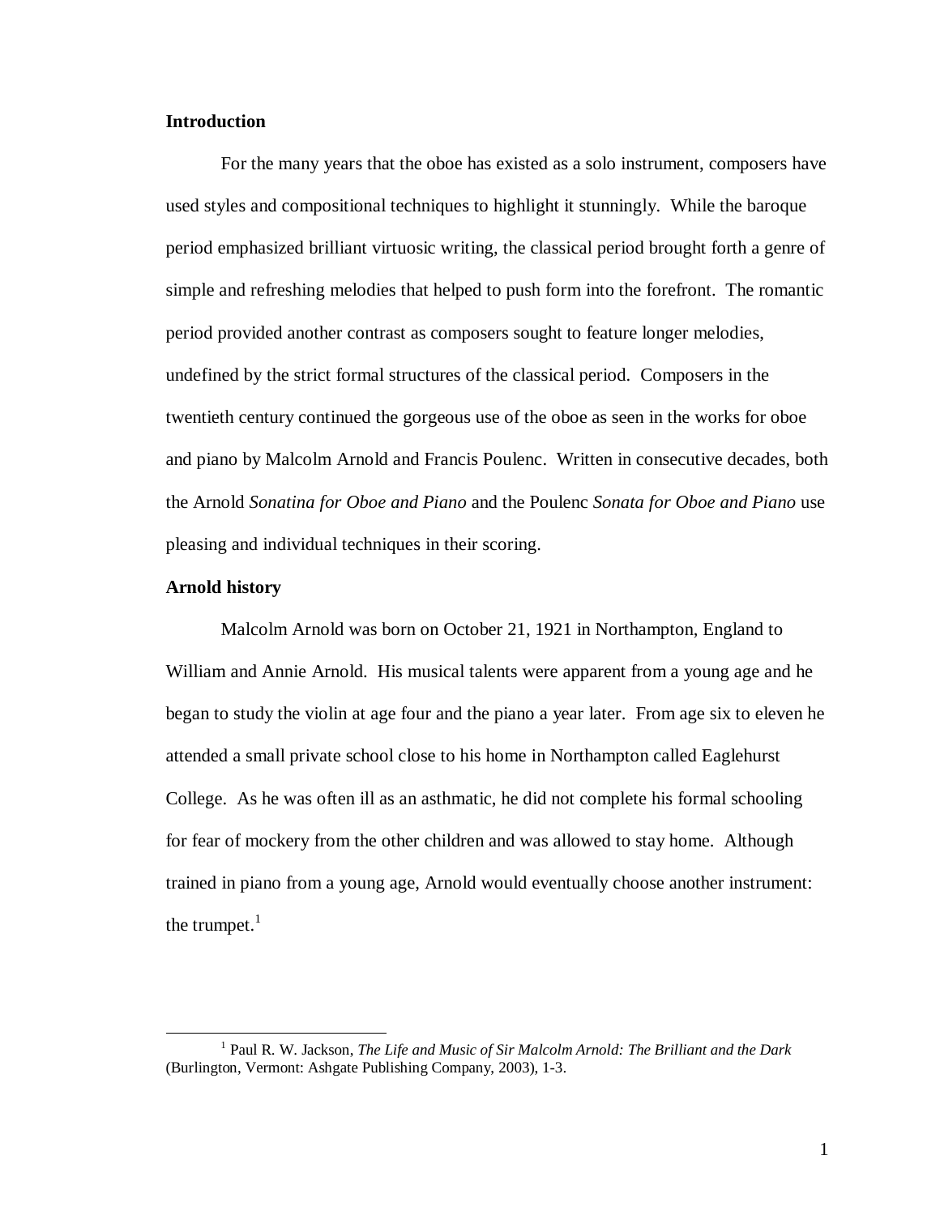**Introduction**

For the many years that the oboe has existed as a solo instrument, composers have used styles and compositional techniques to highlight it stunningly. While the baroque period emphasized brilliant virtuosic writing, the classical period brought forth a genre of simple and refreshing melodies that helped to push form into the forefront. The romantic period provided another contrast as composers sought to feature longer melodies, undefined by the strict formal structures of the classical period. Composers in the twentieth century continued the gorgeous use of the oboe as seen in the works for oboe and piano by Malcolm Arnold and Francis Poulenc. Written in consecutive decades, both the Arnold *Sonatina for Oboe and Piano* and the Poulenc *Sonata for Oboe and Piano* use pleasing and individual techniques in their scoring.

**Arnold history**

Malcolm Arnold was born on October 21, 1921 in Northampton, England to William and Annie Arnold. His musical talents were apparent from a young age and he began to study the violin at age four and the piano a year later. From age six to eleven he attended a small private school close to his home in Northampton called Eaglehurst College. As he was often ill as an asthmatic, he did not complete his formal schooling for fear of mockery from the other children and was allowed to stay home. Although trained in piano from a young age, Arnold would eventually choose another instrument: the trumpet.[1]

---

[1] Paul R. W. Jackson, *The Life and Music of Sir Malcolm Arnold: The Brilliant and the Dark* (Burlington, Vermont: Ashgate Publishing Company, 2003), 1-3.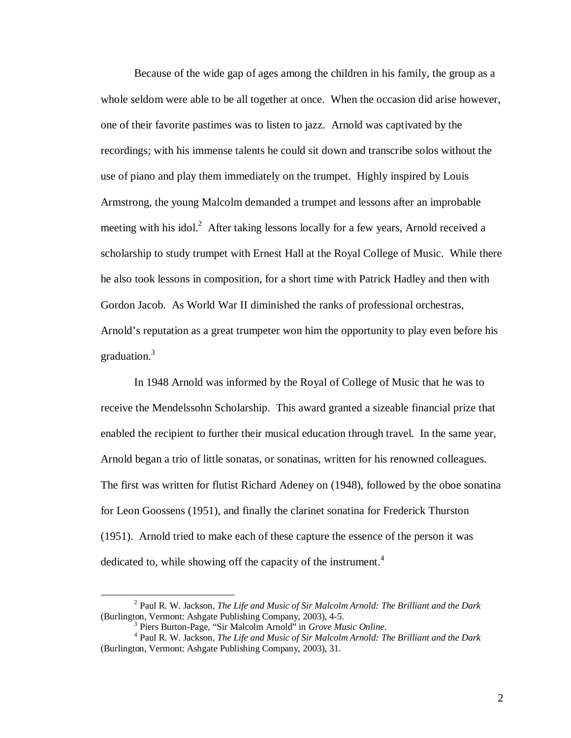Because of the wide gap of ages among the children in his family, the group as a whole seldom were able to be all together at once. When the occasion did arise however, one of their favorite pastimes was to listen to jazz. Arnold was captivated by the recordings; with his immense talents he could sit down and transcribe solos without the use of piano and play them immediately on the trumpet. Highly inspired by Louis Armstrong, the young Malcolm demanded a trumpet and lessons after an improbable meeting with his idol.[2] After taking lessons locally for a few years, Arnold received a scholarship to study trumpet with Ernest Hall at the Royal College of Music. While there he also took lessons in composition, for a short time with Patrick Hadley and then with Gordon Jacob. As World War II diminished the ranks of professional orchestras, Arnold's reputation as a great trumpeter won him the opportunity to play even before his graduation.[3]

In 1948 Arnold was informed by the Royal of College of Music that he was to receive the Mendelssohn Scholarship. This award granted a sizeable financial prize that enabled the recipient to further their musical education through travel. In the same year, Arnold began a trio of little sonatas, or sonatinas, written for his renowned colleagues. The first was written for flutist Richard Adeney on (1948), followed by the oboe sonatina for Leon Goossens (1951), and finally the clarinet sonatina for Frederick Thurston (1951). Arnold tried to make each of these capture the essence of the person it was dedicated to, while showing off the capacity of the instrument.[4]

---

[2] Paul R. W. Jackson, *The Life and Music of Sir Malcolm Arnold: The Brilliant and the Dark* (Burlington, Vermont: Ashgate Publishing Company, 2003), 4-5.

[3] Piers Burton-Page, "Sir Malcolm Arnold" in *Grove Music Online*.

[4] Paul R. W. Jackson, *The Life and Music of Sir Malcolm Arnold: The Brilliant and the Dark* (Burlington, Vermont: Ashgate Publishing Company, 2003), 31.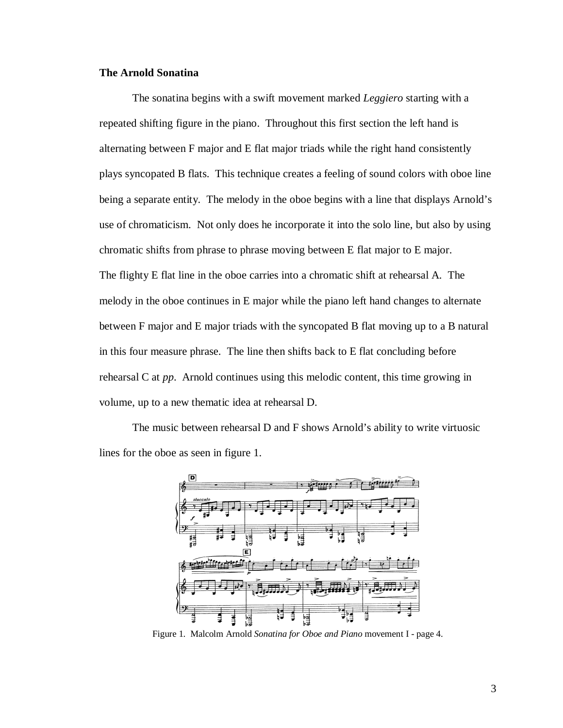**The Arnold Sonatina**

The sonatina begins with a swift movement marked *Leggiero* starting with a repeated shifting figure in the piano. Throughout this first section the left hand is alternating between F major and E flat major triads while the right hand consistently plays syncopated B flats. This technique creates a feeling of sound colors with oboe line being a separate entity. The melody in the oboe begins with a line that displays Arnold's use of chromaticism. Not only does he incorporate it into the solo line, but also by using chromatic shifts from phrase to phrase moving between E flat major to E major.
The flighty E flat line in the oboe carries into a chromatic shift at rehearsal A. The melody in the oboe continues in E major while the piano left hand changes to alternate between F major and E major triads with the syncopated B flat moving up to a B natural in this four measure phrase. The line then shifts back to E flat concluding before rehearsal C at *pp*. Arnold continues using this melodic content, this time growing in volume, up to a new thematic idea at rehearsal D.

The music between rehearsal D and F shows Arnold's ability to write virtuosic lines for the oboe as seen in figure 1.

Figure 1. Malcolm Arnold *Sonatina for Oboe and Piano* movement I - page 4.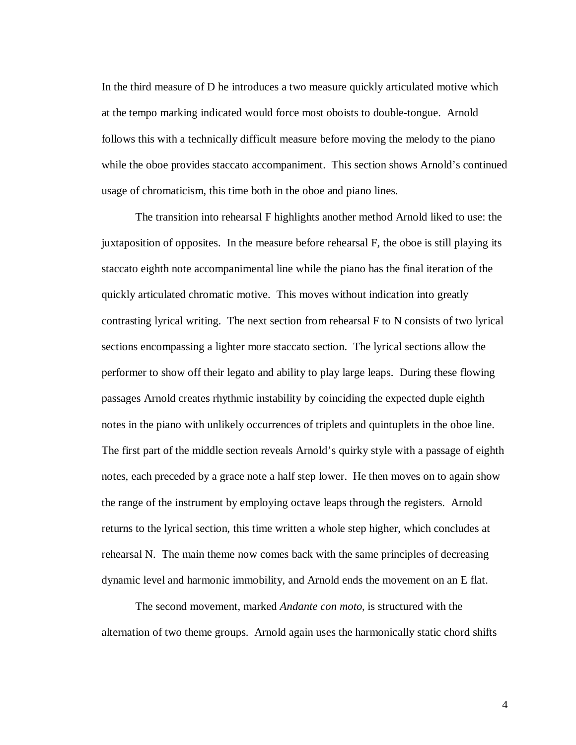In the third measure of D he introduces a two measure quickly articulated motive which at the tempo marking indicated would force most oboists to double-tongue. Arnold follows this with a technically difficult measure before moving the melody to the piano while the oboe provides staccato accompaniment. This section shows Arnold's continued usage of chromaticism, this time both in the oboe and piano lines.

The transition into rehearsal F highlights another method Arnold liked to use: the juxtaposition of opposites. In the measure before rehearsal F, the oboe is still playing its staccato eighth note accompanimental line while the piano has the final iteration of the quickly articulated chromatic motive. This moves without indication into greatly contrasting lyrical writing. The next section from rehearsal F to N consists of two lyrical sections encompassing a lighter more staccato section. The lyrical sections allow the performer to show off their legato and ability to play large leaps. During these flowing passages Arnold creates rhythmic instability by coinciding the expected duple eighth notes in the piano with unlikely occurrences of triplets and quintuplets in the oboe line. The first part of the middle section reveals Arnold's quirky style with a passage of eighth notes, each preceded by a grace note a half step lower. He then moves on to again show the range of the instrument by employing octave leaps through the registers. Arnold returns to the lyrical section, this time written a whole step higher, which concludes at rehearsal N. The main theme now comes back with the same principles of decreasing dynamic level and harmonic immobility, and Arnold ends the movement on an E flat.

The second movement, marked *Andante con moto*, is structured with the alternation of two theme groups. Arnold again uses the harmonically static chord shifts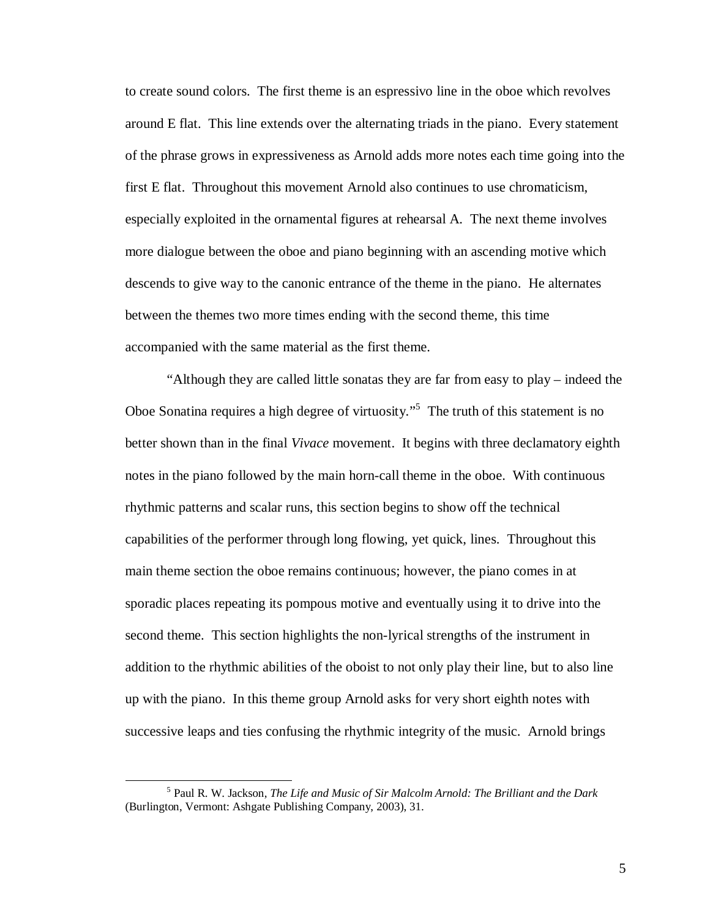to create sound colors. The first theme is an espressivo line in the oboe which revolves around E flat. This line extends over the alternating triads in the piano. Every statement of the phrase grows in expressiveness as Arnold adds more notes each time going into the first E flat. Throughout this movement Arnold also continues to use chromaticism, especially exploited in the ornamental figures at rehearsal A. The next theme involves more dialogue between the oboe and piano beginning with an ascending motive which descends to give way to the canonic entrance of the theme in the piano. He alternates between the themes two more times ending with the second theme, this time accompanied with the same material as the first theme.

"Although they are called little sonatas they are far from easy to play – indeed the Oboe Sonatina requires a high degree of virtuosity."[5] The truth of this statement is no better shown than in the final *Vivace* movement. It begins with three declamatory eighth notes in the piano followed by the main horn-call theme in the oboe. With continuous rhythmic patterns and scalar runs, this section begins to show off the technical capabilities of the performer through long flowing, yet quick, lines. Throughout this main theme section the oboe remains continuous; however, the piano comes in at sporadic places repeating its pompous motive and eventually using it to drive into the second theme. This section highlights the non-lyrical strengths of the instrument in addition to the rhythmic abilities of the oboist to not only play their line, but to also line up with the piano. In this theme group Arnold asks for very short eighth notes with successive leaps and ties confusing the rhythmic integrity of the music. Arnold brings

[5] Paul R. W. Jackson, *The Life and Music of Sir Malcolm Arnold: The Brilliant and the Dark* (Burlington, Vermont: Ashgate Publishing Company, 2003), 31.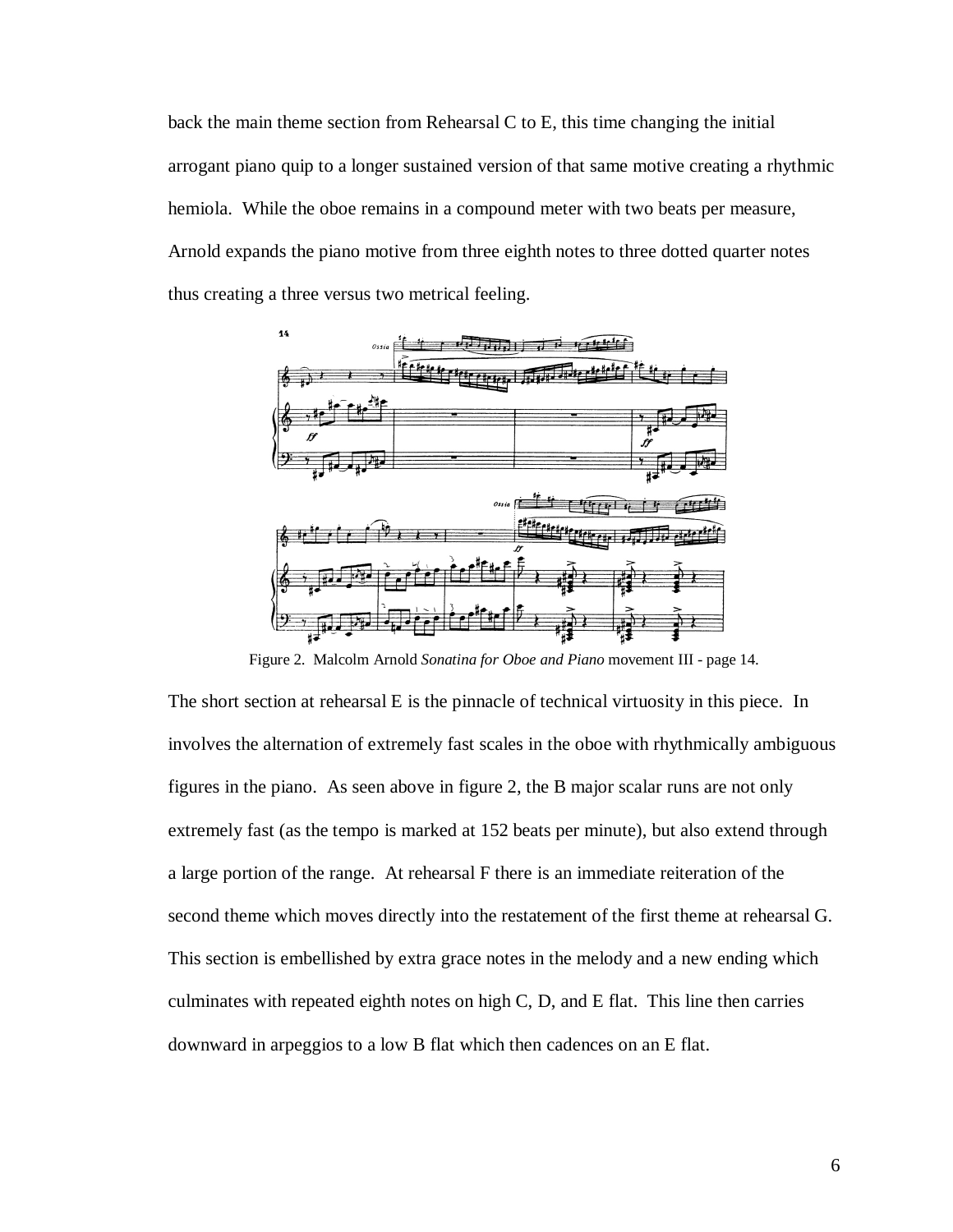back the main theme section from Rehearsal C to E, this time changing the initial arrogant piano quip to a longer sustained version of that same motive creating a rhythmic hemiola. While the oboe remains in a compound meter with two beats per measure, Arnold expands the piano motive from three eighth notes to three dotted quarter notes thus creating a three versus two metrical feeling.

Figure 2. Malcolm Arnold *Sonatina for Oboe and Piano* movement III - page 14.

The short section at rehearsal E is the pinnacle of technical virtuosity in this piece. In involves the alternation of extremely fast scales in the oboe with rhythmically ambiguous figures in the piano. As seen above in figure 2, the B major scalar runs are not only extremely fast (as the tempo is marked at 152 beats per minute), but also extend through a large portion of the range. At rehearsal F there is an immediate reiteration of the second theme which moves directly into the restatement of the first theme at rehearsal G. This section is embellished by extra grace notes in the melody and a new ending which culminates with repeated eighth notes on high C, D, and E flat. This line then carries downward in arpeggios to a low B flat which then cadences on an E flat.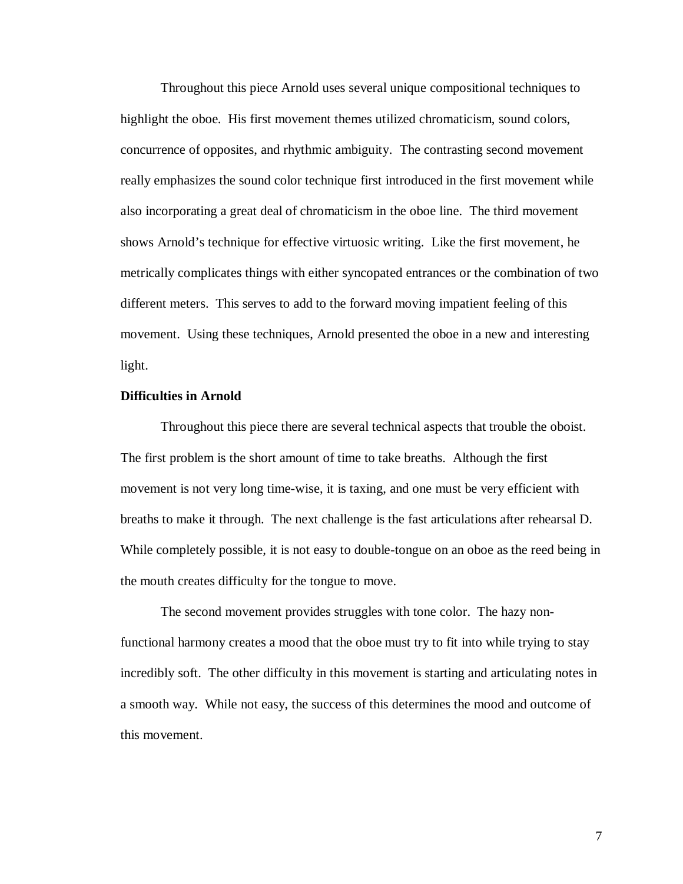Throughout this piece Arnold uses several unique compositional techniques to highlight the oboe. His first movement themes utilized chromaticism, sound colors, concurrence of opposites, and rhythmic ambiguity. The contrasting second movement really emphasizes the sound color technique first introduced in the first movement while also incorporating a great deal of chromaticism in the oboe line. The third movement shows Arnold's technique for effective virtuosic writing. Like the first movement, he metrically complicates things with either syncopated entrances or the combination of two different meters. This serves to add to the forward moving impatient feeling of this movement. Using these techniques, Arnold presented the oboe in a new and interesting light.

**Difficulties in Arnold**

Throughout this piece there are several technical aspects that trouble the oboist. The first problem is the short amount of time to take breaths. Although the first movement is not very long time-wise, it is taxing, and one must be very efficient with breaths to make it through. The next challenge is the fast articulations after rehearsal D. While completely possible, it is not easy to double-tongue on an oboe as the reed being in the mouth creates difficulty for the tongue to move.

The second movement provides struggles with tone color. The hazy non-functional harmony creates a mood that the oboe must try to fit into while trying to stay incredibly soft. The other difficulty in this movement is starting and articulating notes in a smooth way. While not easy, the success of this determines the mood and outcome of this movement.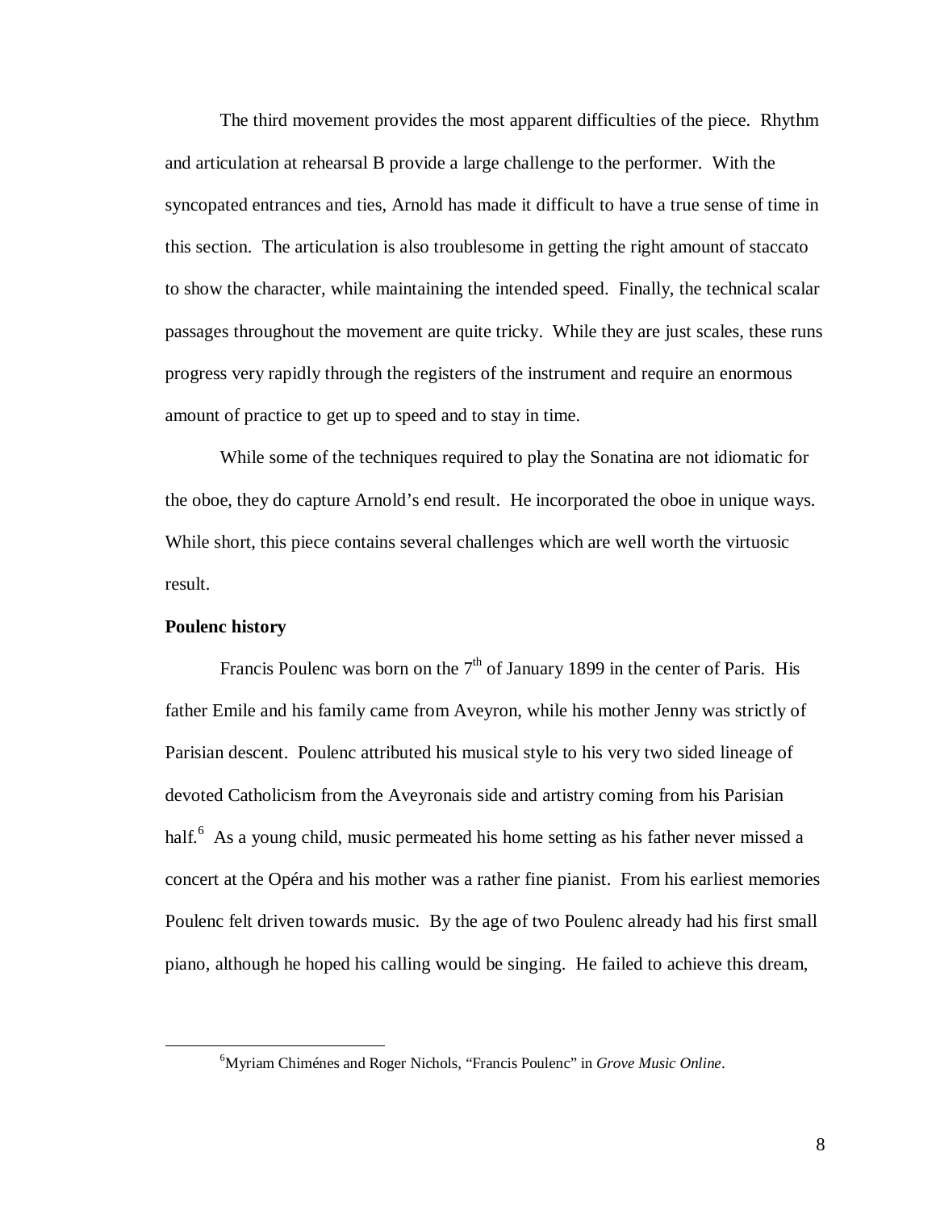The third movement provides the most apparent difficulties of the piece. Rhythm and articulation at rehearsal B provide a large challenge to the performer. With the syncopated entrances and ties, Arnold has made it difficult to have a true sense of time in this section. The articulation is also troublesome in getting the right amount of staccato to show the character, while maintaining the intended speed. Finally, the technical scalar passages throughout the movement are quite tricky. While they are just scales, these runs progress very rapidly through the registers of the instrument and require an enormous amount of practice to get up to speed and to stay in time.

While some of the techniques required to play the Sonatina are not idiomatic for the oboe, they do capture Arnold's end result. He incorporated the oboe in unique ways. While short, this piece contains several challenges which are well worth the virtuosic result.

**Poulenc history**

Francis Poulenc was born on the 7th of January 1899 in the center of Paris. His father Emile and his family came from Aveyron, while his mother Jenny was strictly of Parisian descent. Poulenc attributed his musical style to his very two sided lineage of devoted Catholicism from the Aveyronais side and artistry coming from his Parisian half.[6] As a young child, music permeated his home setting as his father never missed a concert at the Opéra and his mother was a rather fine pianist. From his earliest memories Poulenc felt driven towards music. By the age of two Poulenc already had his first small piano, although he hoped his calling would be singing. He failed to achieve this dream,

[6]Myriam Chiménes and Roger Nichols, "Francis Poulenc" in *Grove Music Online*.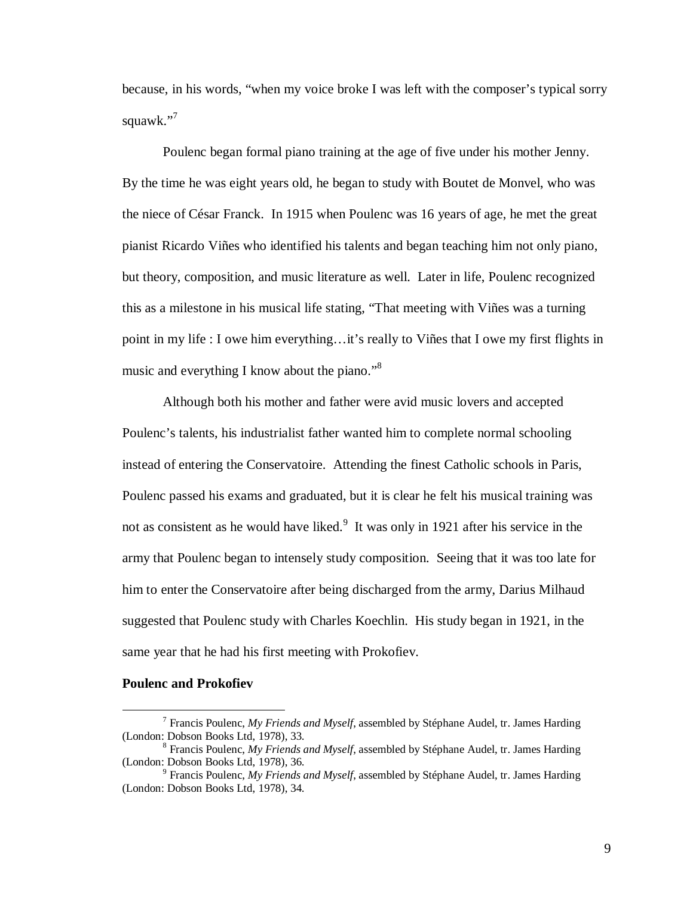because, in his words, "when my voice broke I was left with the composer's typical sorry squawk."[7]

Poulenc began formal piano training at the age of five under his mother Jenny. By the time he was eight years old, he began to study with Boutet de Monvel, who was the niece of César Franck. In 1915 when Poulenc was 16 years of age, he met the great pianist Ricardo Viñes who identified his talents and began teaching him not only piano, but theory, composition, and music literature as well. Later in life, Poulenc recognized this as a milestone in his musical life stating, "That meeting with Viñes was a turning point in my life : I owe him everything…it's really to Viñes that I owe my first flights in music and everything I know about the piano."[8]

Although both his mother and father were avid music lovers and accepted Poulenc's talents, his industrialist father wanted him to complete normal schooling instead of entering the Conservatoire. Attending the finest Catholic schools in Paris, Poulenc passed his exams and graduated, but it is clear he felt his musical training was not as consistent as he would have liked.[9] It was only in 1921 after his service in the army that Poulenc began to intensely study composition. Seeing that it was too late for him to enter the Conservatoire after being discharged from the army, Darius Milhaud suggested that Poulenc study with Charles Koechlin. His study began in 1921, in the same year that he had his first meeting with Prokofiev.

**Poulenc and Prokofiev**

---

[7] Francis Poulenc, *My Friends and Myself*, assembled by Stéphane Audel, tr. James Harding (London: Dobson Books Ltd, 1978), 33.

[8] Francis Poulenc, *My Friends and Myself*, assembled by Stéphane Audel, tr. James Harding (London: Dobson Books Ltd, 1978), 36.

[9] Francis Poulenc, *My Friends and Myself*, assembled by Stéphane Audel, tr. James Harding (London: Dobson Books Ltd, 1978), 34.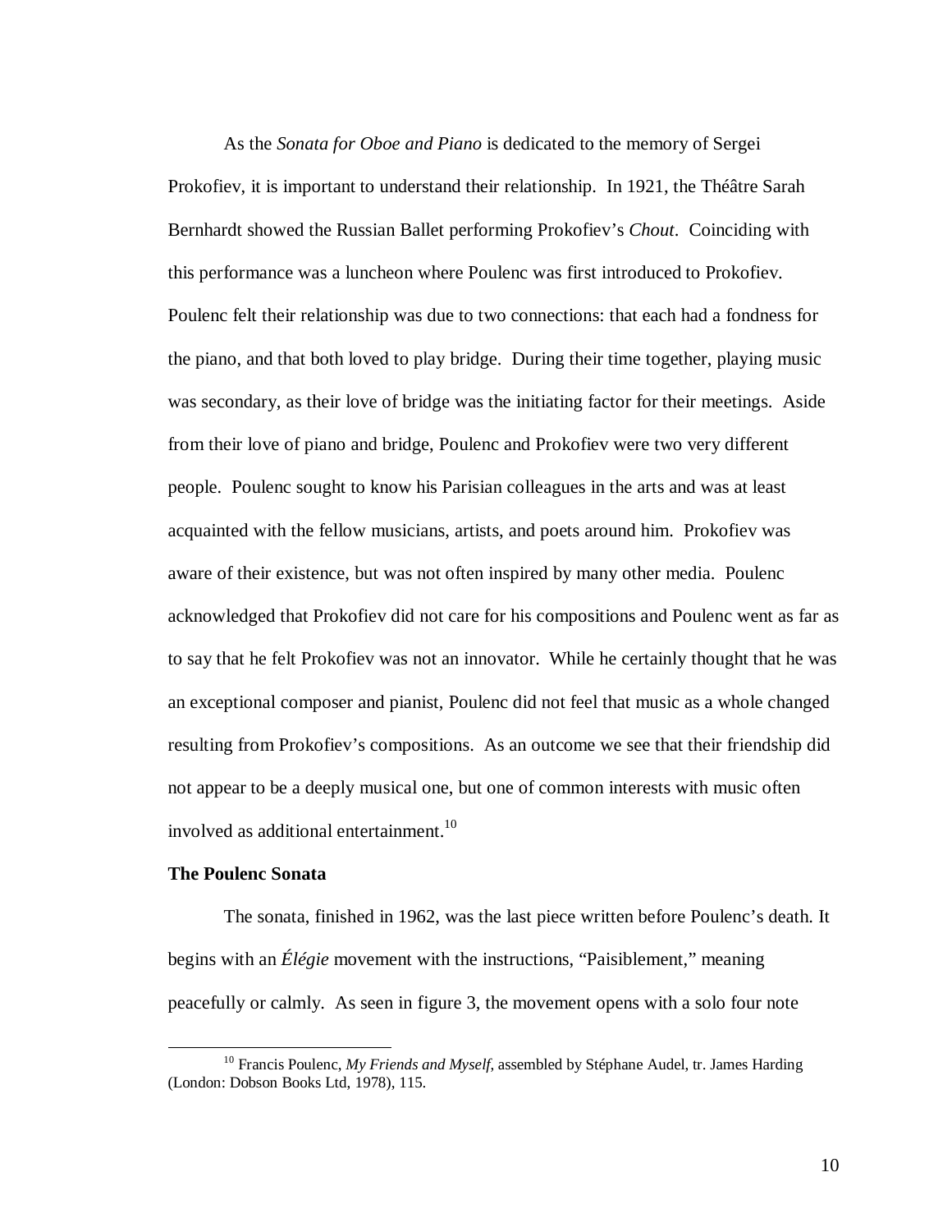As the *Sonata for Oboe and Piano* is dedicated to the memory of Sergei Prokofiev, it is important to understand their relationship. In 1921, the Théâtre Sarah Bernhardt showed the Russian Ballet performing Prokofiev's *Chout*. Coinciding with this performance was a luncheon where Poulenc was first introduced to Prokofiev. Poulenc felt their relationship was due to two connections: that each had a fondness for the piano, and that both loved to play bridge. During their time together, playing music was secondary, as their love of bridge was the initiating factor for their meetings. Aside from their love of piano and bridge, Poulenc and Prokofiev were two very different people. Poulenc sought to know his Parisian colleagues in the arts and was at least acquainted with the fellow musicians, artists, and poets around him. Prokofiev was aware of their existence, but was not often inspired by many other media. Poulenc acknowledged that Prokofiev did not care for his compositions and Poulenc went as far as to say that he felt Prokofiev was not an innovator. While he certainly thought that he was an exceptional composer and pianist, Poulenc did not feel that music as a whole changed resulting from Prokofiev's compositions. As an outcome we see that their friendship did not appear to be a deeply musical one, but one of common interests with music often involved as additional entertainment.[10]

**The Poulenc Sonata**

The sonata, finished in 1962, was the last piece written before Poulenc's death. It begins with an *Élégie* movement with the instructions, "Paisiblement," meaning peacefully or calmly. As seen in figure 3, the movement opens with a solo four note

---

[10] Francis Poulenc, *My Friends and Myself*, assembled by Stéphane Audel, tr. James Harding (London: Dobson Books Ltd, 1978), 115.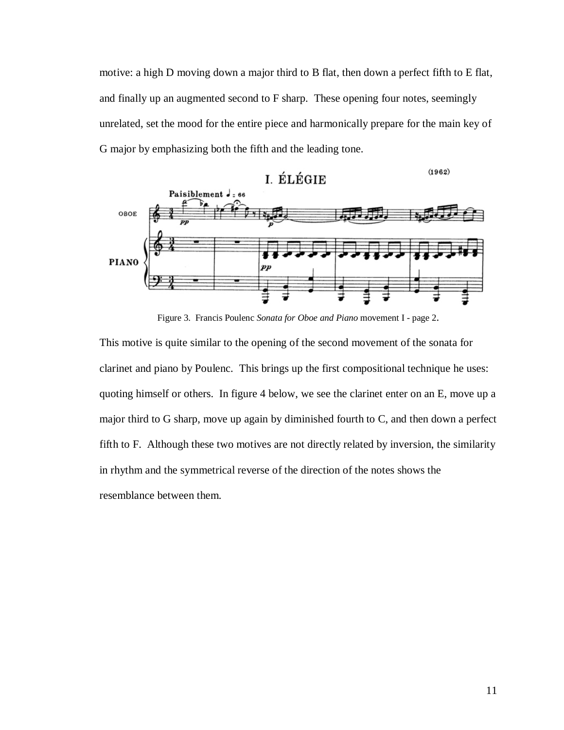motive: a high D moving down a major third to B flat, then down a perfect fifth to E flat, and finally up an augmented second to F sharp. These opening four notes, seemingly unrelated, set the mood for the entire piece and harmonically prepare for the main key of G major by emphasizing both the fifth and the leading tone.

Figure 3. Francis Poulenc *Sonata for Oboe and Piano* movement I - page 2.

This motive is quite similar to the opening of the second movement of the sonata for clarinet and piano by Poulenc. This brings up the first compositional technique he uses: quoting himself or others. In figure 4 below, we see the clarinet enter on an E, move up a major third to G sharp, move up again by diminished fourth to C, and then down a perfect fifth to F. Although these two motives are not directly related by inversion, the similarity in rhythm and the symmetrical reverse of the direction of the notes shows the resemblance between them.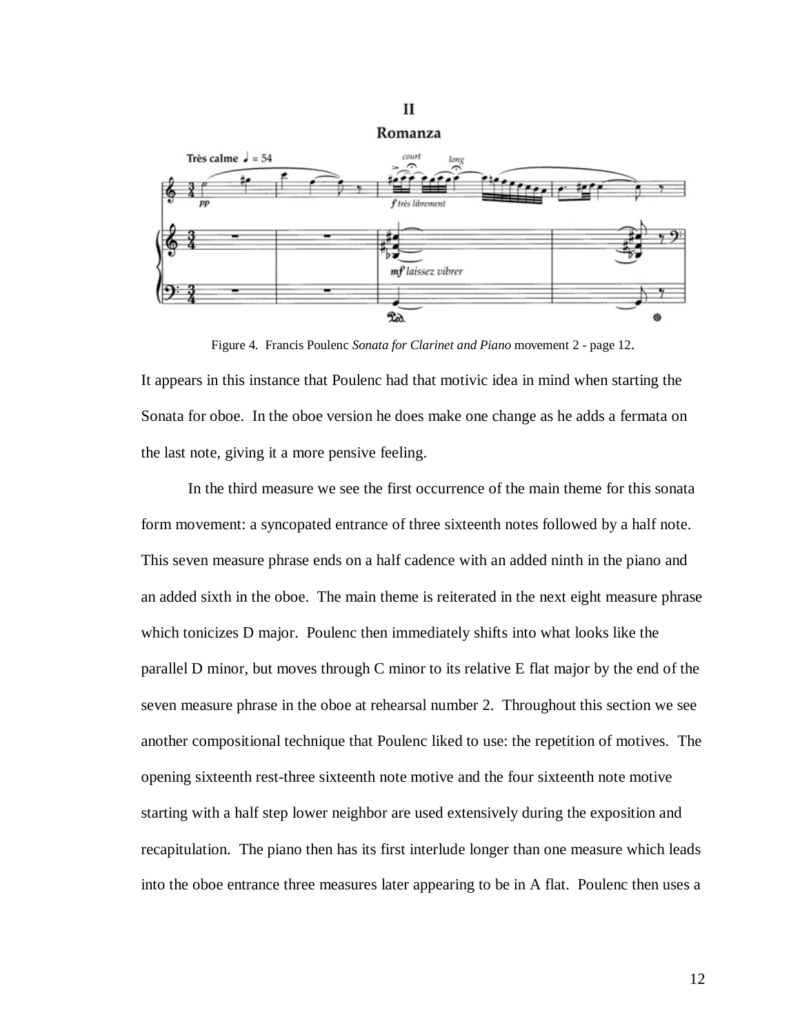Figure 4. Francis Poulenc *Sonata for Clarinet and Piano* movement 2 - page 12.

It appears in this instance that Poulenc had that motivic idea in mind when starting the Sonata for oboe. In the oboe version he does make one change as he adds a fermata on the last note, giving it a more pensive feeling.

In the third measure we see the first occurrence of the main theme for this sonata form movement: a syncopated entrance of three sixteenth notes followed by a half note. This seven measure phrase ends on a half cadence with an added ninth in the piano and an added sixth in the oboe. The main theme is reiterated in the next eight measure phrase which tonicizes D major. Poulenc then immediately shifts into what looks like the parallel D minor, but moves through C minor to its relative E flat major by the end of the seven measure phrase in the oboe at rehearsal number 2. Throughout this section we see another compositional technique that Poulenc liked to use: the repetition of motives. The opening sixteenth rest-three sixteenth note motive and the four sixteenth note motive starting with a half step lower neighbor are used extensively during the exposition and recapitulation. The piano then has its first interlude longer than one measure which leads into the oboe entrance three measures later appearing to be in A flat. Poulenc then uses a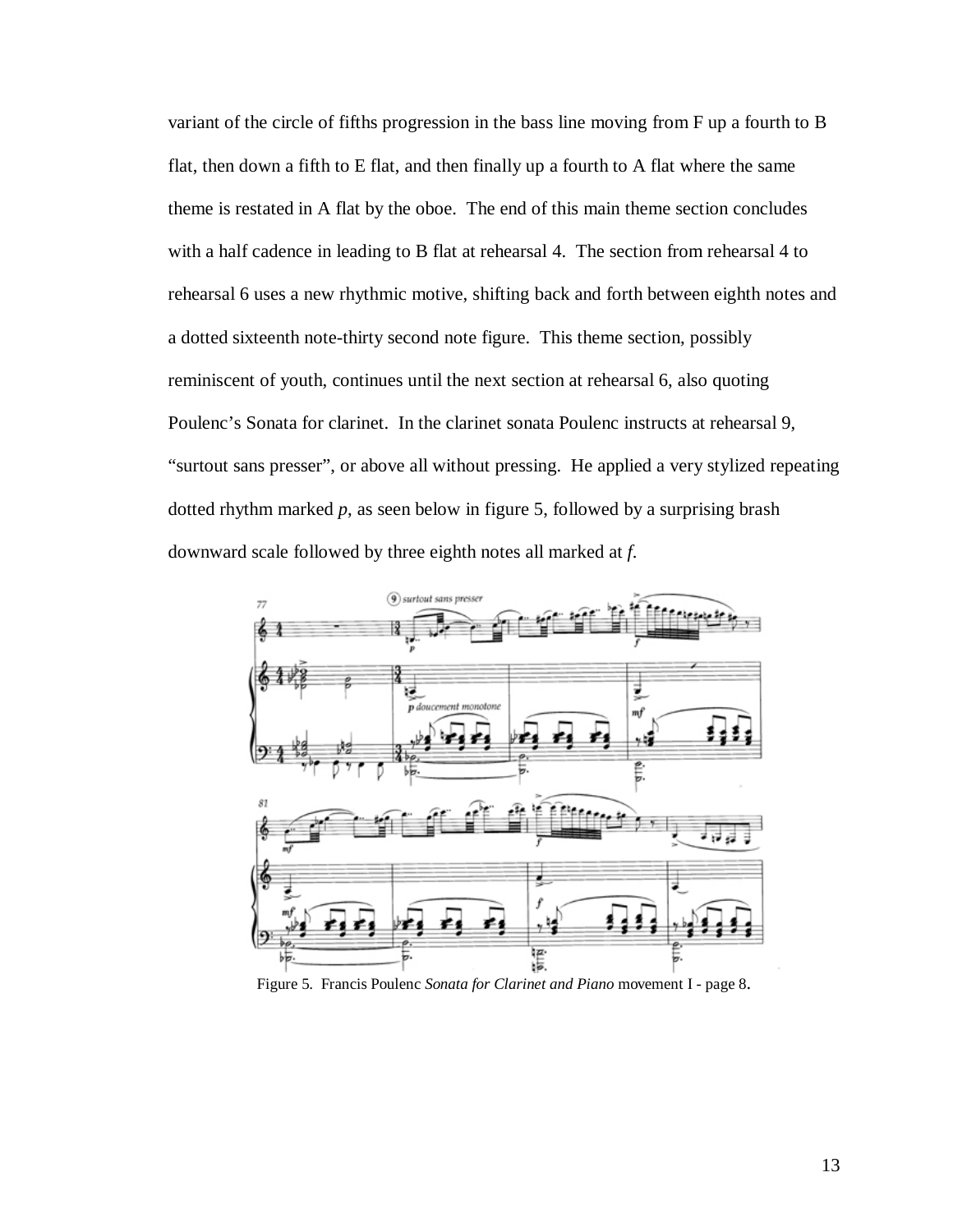variant of the circle of fifths progression in the bass line moving from F up a fourth to B flat, then down a fifth to E flat, and then finally up a fourth to A flat where the same theme is restated in A flat by the oboe. The end of this main theme section concludes with a half cadence in leading to B flat at rehearsal 4. The section from rehearsal 4 to rehearsal 6 uses a new rhythmic motive, shifting back and forth between eighth notes and a dotted sixteenth note-thirty second note figure. This theme section, possibly reminiscent of youth, continues until the next section at rehearsal 6, also quoting Poulenc's Sonata for clarinet. In the clarinet sonata Poulenc instructs at rehearsal 9, "surtout sans presser", or above all without pressing. He applied a very stylized repeating dotted rhythm marked *p*, as seen below in figure 5, followed by a surprising brash downward scale followed by three eighth notes all marked at *f*.

Figure 5. Francis Poulenc *Sonata for Clarinet and Piano* movement I - page 8.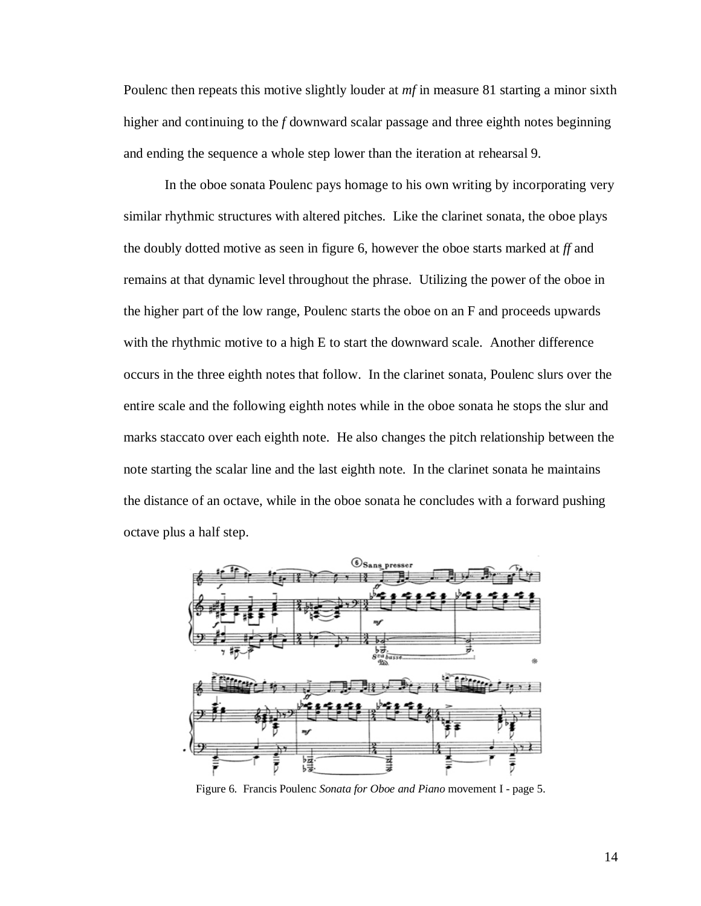Poulenc then repeats this motive slightly louder at *mf* in measure 81 starting a minor sixth higher and continuing to the *f* downward scalar passage and three eighth notes beginning and ending the sequence a whole step lower than the iteration at rehearsal 9.

In the oboe sonata Poulenc pays homage to his own writing by incorporating very similar rhythmic structures with altered pitches. Like the clarinet sonata, the oboe plays the doubly dotted motive as seen in figure 6, however the oboe starts marked at *ff* and remains at that dynamic level throughout the phrase. Utilizing the power of the oboe in the higher part of the low range, Poulenc starts the oboe on an F and proceeds upwards with the rhythmic motive to a high E to start the downward scale. Another difference occurs in the three eighth notes that follow. In the clarinet sonata, Poulenc slurs over the entire scale and the following eighth notes while in the oboe sonata he stops the slur and marks staccato over each eighth note. He also changes the pitch relationship between the note starting the scalar line and the last eighth note. In the clarinet sonata he maintains the distance of an octave, while in the oboe sonata he concludes with a forward pushing octave plus a half step.

Figure 6. Francis Poulenc *Sonata for Oboe and Piano* movement I - page 5.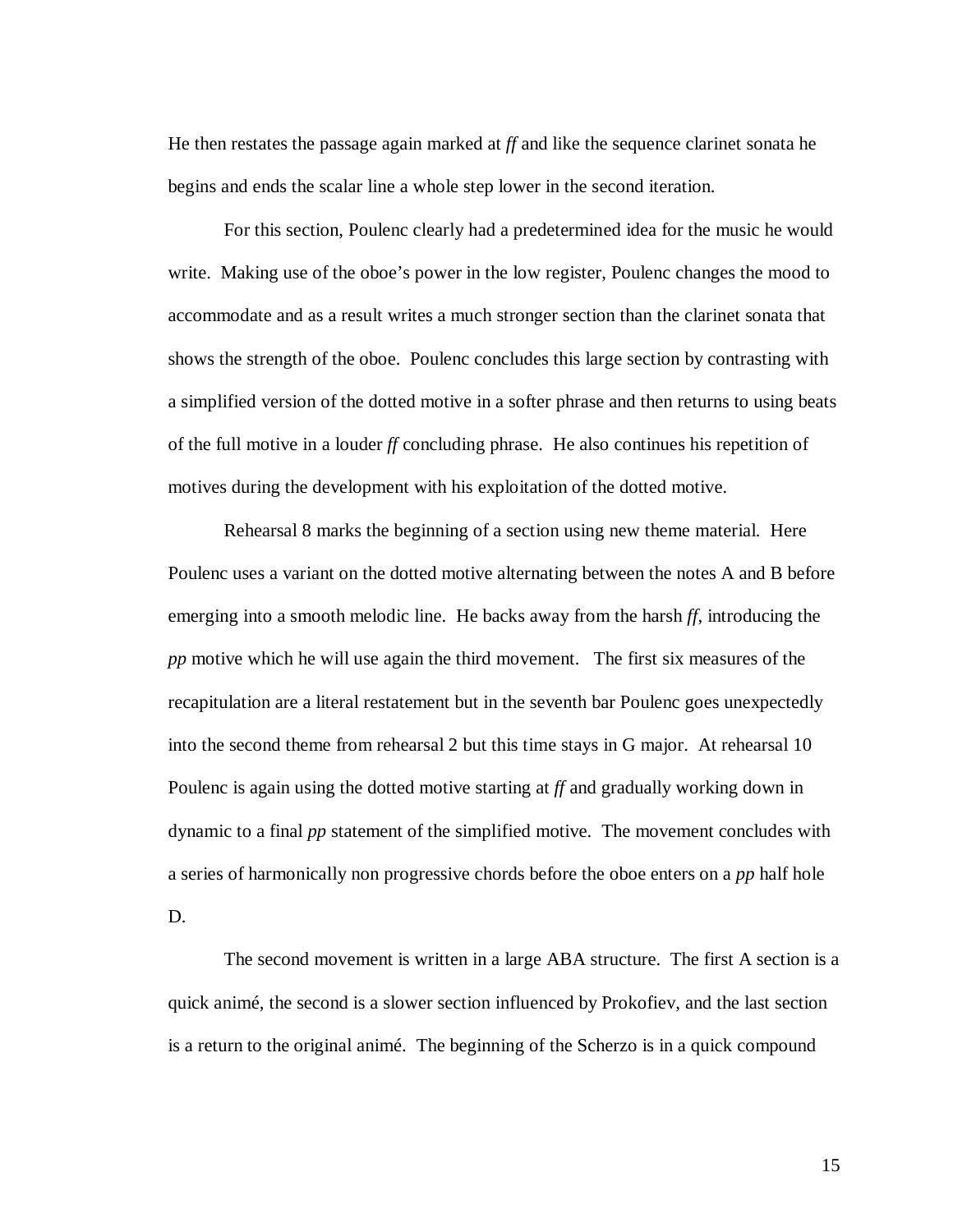He then restates the passage again marked at *ff* and like the sequence clarinet sonata he begins and ends the scalar line a whole step lower in the second iteration.

For this section, Poulenc clearly had a predetermined idea for the music he would write. Making use of the oboe's power in the low register, Poulenc changes the mood to accommodate and as a result writes a much stronger section than the clarinet sonata that shows the strength of the oboe. Poulenc concludes this large section by contrasting with a simplified version of the dotted motive in a softer phrase and then returns to using beats of the full motive in a louder *ff* concluding phrase. He also continues his repetition of motives during the development with his exploitation of the dotted motive.

Rehearsal 8 marks the beginning of a section using new theme material. Here Poulenc uses a variant on the dotted motive alternating between the notes A and B before emerging into a smooth melodic line. He backs away from the harsh *ff*, introducing the *pp* motive which he will use again the third movement. The first six measures of the recapitulation are a literal restatement but in the seventh bar Poulenc goes unexpectedly into the second theme from rehearsal 2 but this time stays in G major. At rehearsal 10 Poulenc is again using the dotted motive starting at *ff* and gradually working down in dynamic to a final *pp* statement of the simplified motive. The movement concludes with a series of harmonically non progressive chords before the oboe enters on a *pp* half hole D.

The second movement is written in a large ABA structure. The first A section is a quick animé, the second is a slower section influenced by Prokofiev, and the last section is a return to the original animé. The beginning of the Scherzo is in a quick compound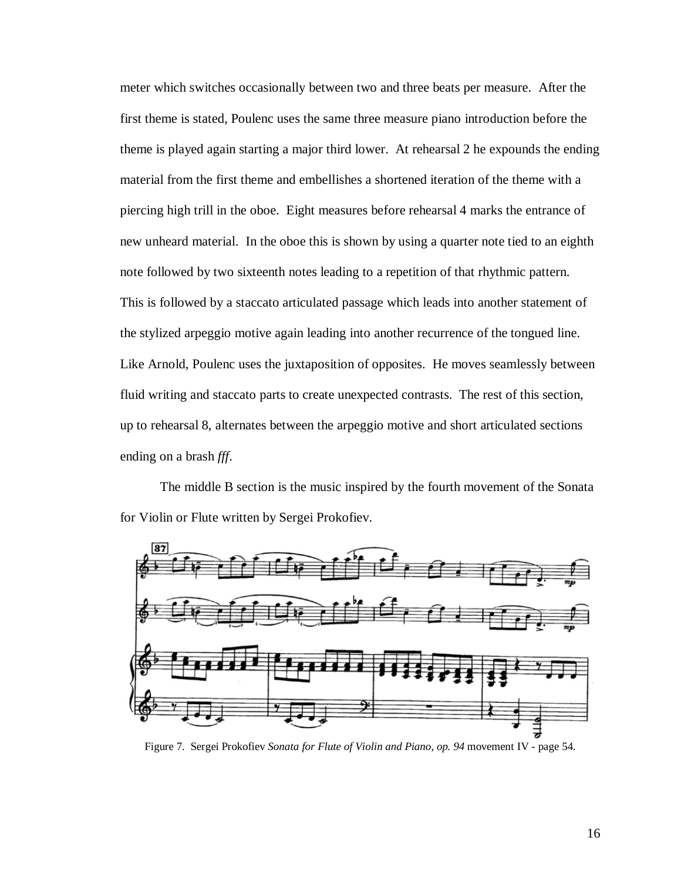meter which switches occasionally between two and three beats per measure. After the first theme is stated, Poulenc uses the same three measure piano introduction before the theme is played again starting a major third lower. At rehearsal 2 he expounds the ending material from the first theme and embellishes a shortened iteration of the theme with a piercing high trill in the oboe. Eight measures before rehearsal 4 marks the entrance of new unheard material. In the oboe this is shown by using a quarter note tied to an eighth note followed by two sixteenth notes leading to a repetition of that rhythmic pattern. This is followed by a staccato articulated passage which leads into another statement of the stylized arpeggio motive again leading into another recurrence of the tongued line. Like Arnold, Poulenc uses the juxtaposition of opposites. He moves seamlessly between fluid writing and staccato parts to create unexpected contrasts. The rest of this section, up to rehearsal 8, alternates between the arpeggio motive and short articulated sections ending on a brash *fff*.

The middle B section is the music inspired by the fourth movement of the Sonata for Violin or Flute written by Sergei Prokofiev.

Figure 7. Sergei Prokofiev *Sonata for Flute of Violin and Piano, op. 94* movement IV - page 54.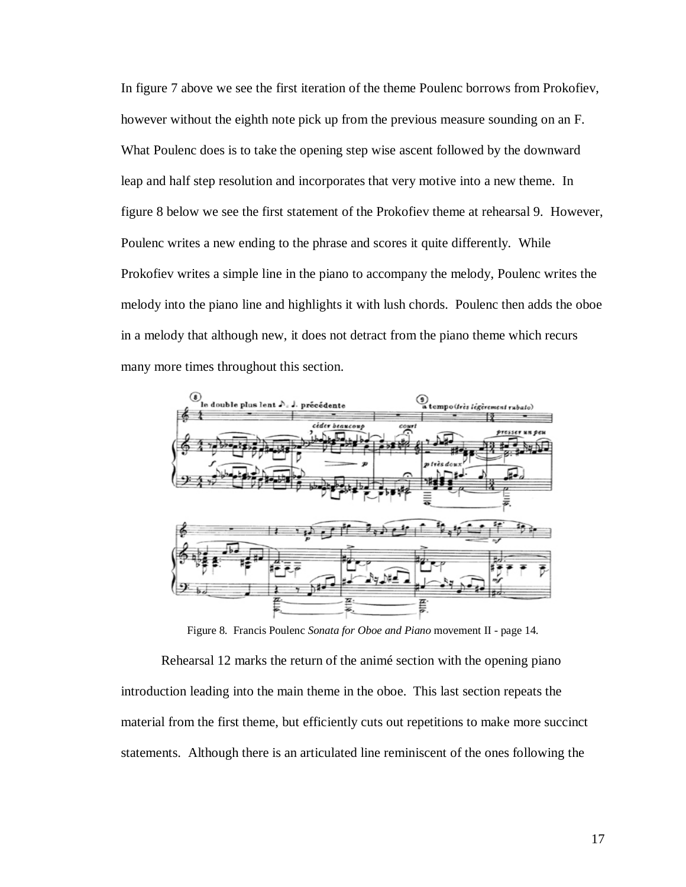In figure 7 above we see the first iteration of the theme Poulenc borrows from Prokofiev, however without the eighth note pick up from the previous measure sounding on an F. What Poulenc does is to take the opening step wise ascent followed by the downward leap and half step resolution and incorporates that very motive into a new theme. In figure 8 below we see the first statement of the Prokofiev theme at rehearsal 9. However, Poulenc writes a new ending to the phrase and scores it quite differently. While Prokofiev writes a simple line in the piano to accompany the melody, Poulenc writes the melody into the piano line and highlights it with lush chords. Poulenc then adds the oboe in a melody that although new, it does not detract from the piano theme which recurs many more times throughout this section.

Figure 8. Francis Poulenc *Sonata for Oboe and Piano* movement II - page 14.

Rehearsal 12 marks the return of the animé section with the opening piano introduction leading into the main theme in the oboe. This last section repeats the material from the first theme, but efficiently cuts out repetitions to make more succinct statements. Although there is an articulated line reminiscent of the ones following the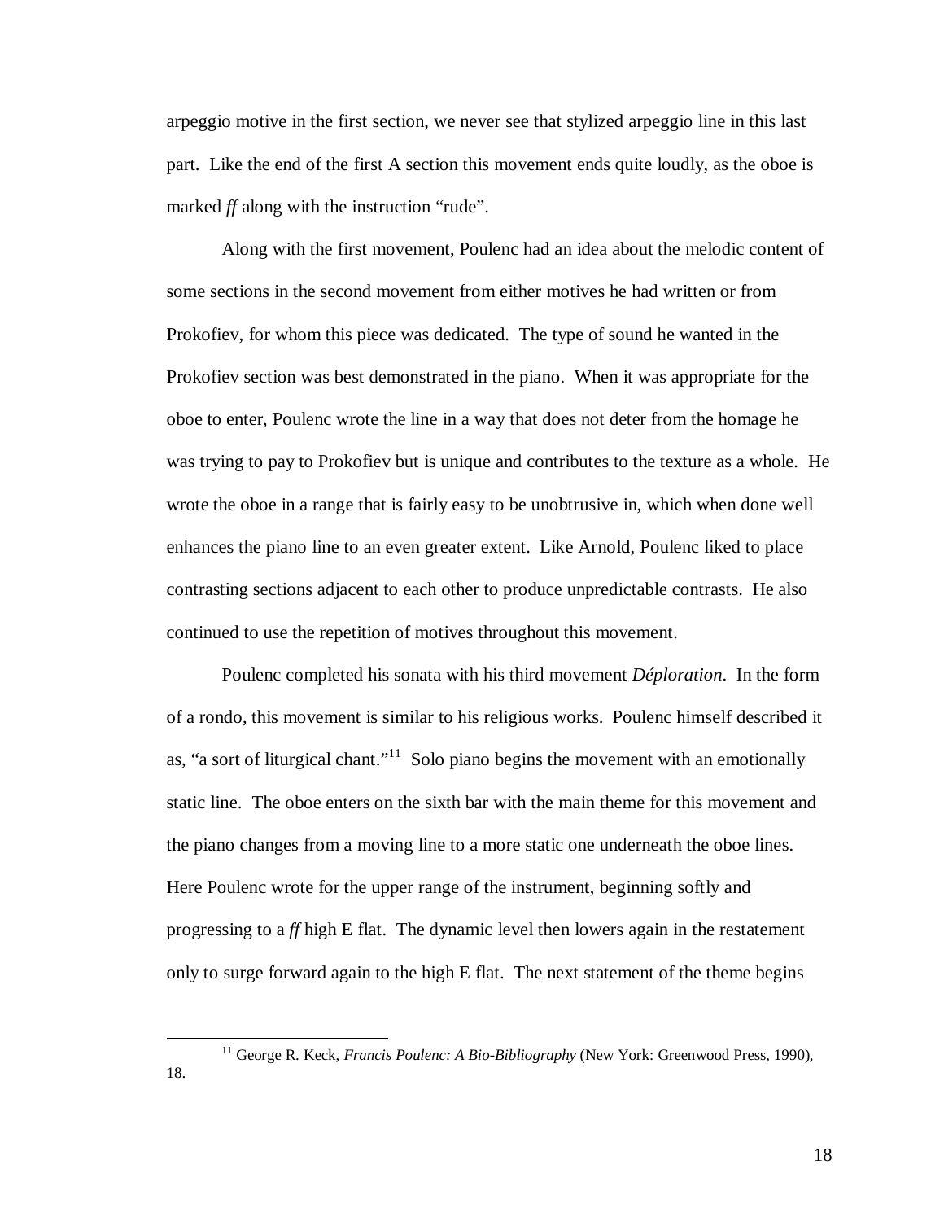arpeggio motive in the first section, we never see that stylized arpeggio line in this last part. Like the end of the first A section this movement ends quite loudly, as the oboe is marked *ff* along with the instruction "rude".

Along with the first movement, Poulenc had an idea about the melodic content of some sections in the second movement from either motives he had written or from Prokofiev, for whom this piece was dedicated. The type of sound he wanted in the Prokofiev section was best demonstrated in the piano. When it was appropriate for the oboe to enter, Poulenc wrote the line in a way that does not deter from the homage he was trying to pay to Prokofiev but is unique and contributes to the texture as a whole. He wrote the oboe in a range that is fairly easy to be unobtrusive in, which when done well enhances the piano line to an even greater extent. Like Arnold, Poulenc liked to place contrasting sections adjacent to each other to produce unpredictable contrasts. He also continued to use the repetition of motives throughout this movement.

Poulenc completed his sonata with his third movement *Déploration*. In the form of a rondo, this movement is similar to his religious works. Poulenc himself described it as, "a sort of liturgical chant."[11] Solo piano begins the movement with an emotionally static line. The oboe enters on the sixth bar with the main theme for this movement and the piano changes from a moving line to a more static one underneath the oboe lines. Here Poulenc wrote for the upper range of the instrument, beginning softly and progressing to a *ff* high E flat. The dynamic level then lowers again in the restatement only to surge forward again to the high E flat. The next statement of the theme begins

---

[11] George R. Keck, *Francis Poulenc: A Bio-Bibliography* (New York: Greenwood Press, 1990), 18.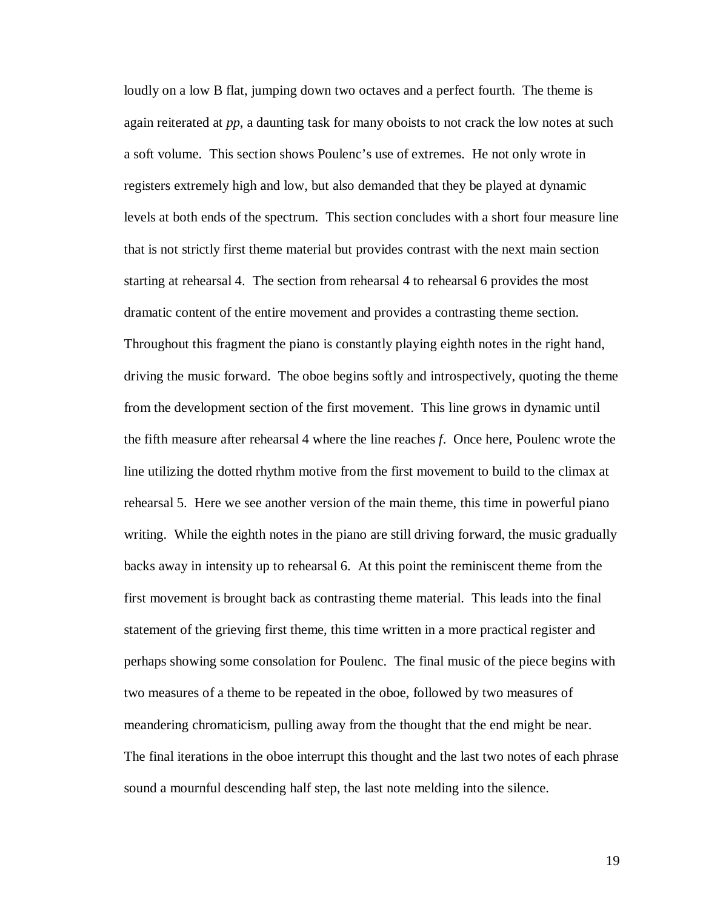loudly on a low B flat, jumping down two octaves and a perfect fourth. The theme is again reiterated at *pp*, a daunting task for many oboists to not crack the low notes at such a soft volume. This section shows Poulenc's use of extremes. He not only wrote in registers extremely high and low, but also demanded that they be played at dynamic levels at both ends of the spectrum. This section concludes with a short four measure line that is not strictly first theme material but provides contrast with the next main section starting at rehearsal 4. The section from rehearsal 4 to rehearsal 6 provides the most dramatic content of the entire movement and provides a contrasting theme section. Throughout this fragment the piano is constantly playing eighth notes in the right hand, driving the music forward. The oboe begins softly and introspectively, quoting the theme from the development section of the first movement. This line grows in dynamic until the fifth measure after rehearsal 4 where the line reaches *f*. Once here, Poulenc wrote the line utilizing the dotted rhythm motive from the first movement to build to the climax at rehearsal 5. Here we see another version of the main theme, this time in powerful piano writing. While the eighth notes in the piano are still driving forward, the music gradually backs away in intensity up to rehearsal 6. At this point the reminiscent theme from the first movement is brought back as contrasting theme material. This leads into the final statement of the grieving first theme, this time written in a more practical register and perhaps showing some consolation for Poulenc. The final music of the piece begins with two measures of a theme to be repeated in the oboe, followed by two measures of meandering chromaticism, pulling away from the thought that the end might be near. The final iterations in the oboe interrupt this thought and the last two notes of each phrase sound a mournful descending half step, the last note melding into the silence.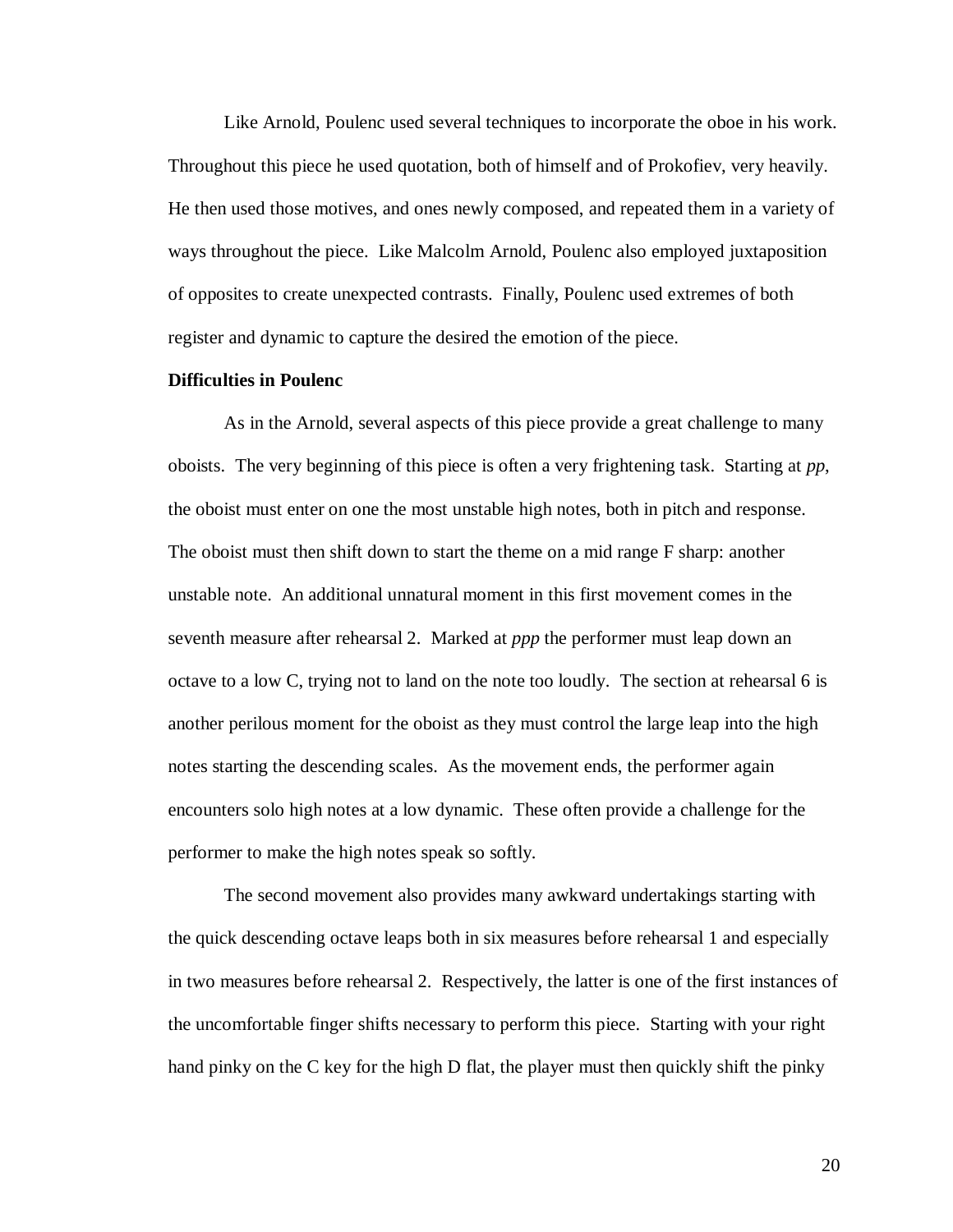Like Arnold, Poulenc used several techniques to incorporate the oboe in his work. Throughout this piece he used quotation, both of himself and of Prokofiev, very heavily. He then used those motives, and ones newly composed, and repeated them in a variety of ways throughout the piece. Like Malcolm Arnold, Poulenc also employed juxtaposition of opposites to create unexpected contrasts. Finally, Poulenc used extremes of both register and dynamic to capture the desired the emotion of the piece.

**Difficulties in Poulenc**

As in the Arnold, several aspects of this piece provide a great challenge to many oboists. The very beginning of this piece is often a very frightening task. Starting at *pp*, the oboist must enter on one the most unstable high notes, both in pitch and response. The oboist must then shift down to start the theme on a mid range F sharp: another unstable note. An additional unnatural moment in this first movement comes in the seventh measure after rehearsal 2. Marked at *ppp* the performer must leap down an octave to a low C, trying not to land on the note too loudly. The section at rehearsal 6 is another perilous moment for the oboist as they must control the large leap into the high notes starting the descending scales. As the movement ends, the performer again encounters solo high notes at a low dynamic. These often provide a challenge for the performer to make the high notes speak so softly.

The second movement also provides many awkward undertakings starting with the quick descending octave leaps both in six measures before rehearsal 1 and especially in two measures before rehearsal 2. Respectively, the latter is one of the first instances of the uncomfortable finger shifts necessary to perform this piece. Starting with your right hand pinky on the C key for the high D flat, the player must then quickly shift the pinky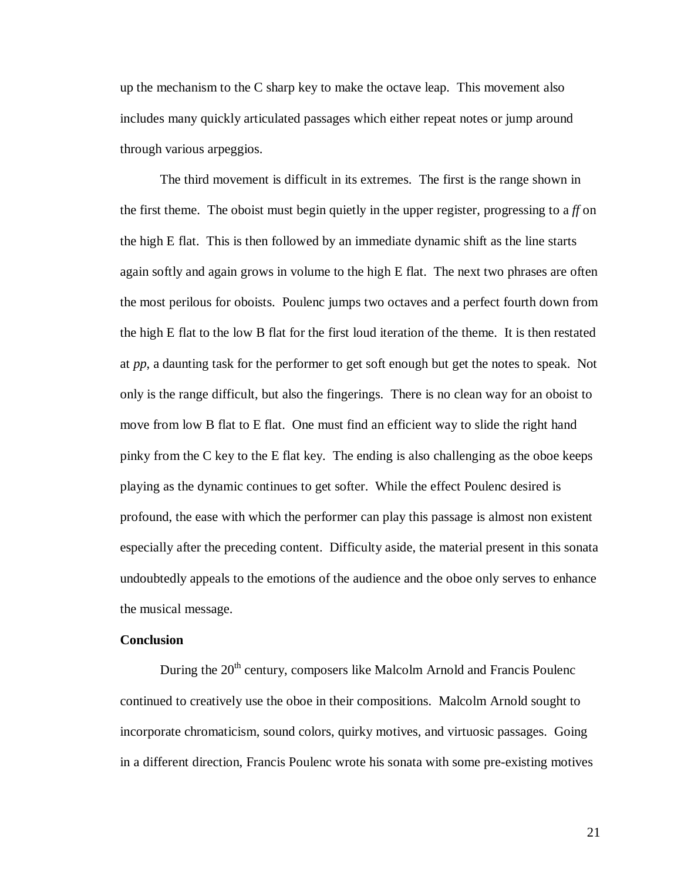up the mechanism to the C sharp key to make the octave leap. This movement also includes many quickly articulated passages which either repeat notes or jump around through various arpeggios.

The third movement is difficult in its extremes. The first is the range shown in the first theme. The oboist must begin quietly in the upper register, progressing to a *ff* on the high E flat. This is then followed by an immediate dynamic shift as the line starts again softly and again grows in volume to the high E flat. The next two phrases are often the most perilous for oboists. Poulenc jumps two octaves and a perfect fourth down from the high E flat to the low B flat for the first loud iteration of the theme. It is then restated at *pp*, a daunting task for the performer to get soft enough but get the notes to speak. Not only is the range difficult, but also the fingerings. There is no clean way for an oboist to move from low B flat to E flat. One must find an efficient way to slide the right hand pinky from the C key to the E flat key. The ending is also challenging as the oboe keeps playing as the dynamic continues to get softer. While the effect Poulenc desired is profound, the ease with which the performer can play this passage is almost non existent especially after the preceding content. Difficulty aside, the material present in this sonata undoubtedly appeals to the emotions of the audience and the oboe only serves to enhance the musical message.

**Conclusion**

During the 20th century, composers like Malcolm Arnold and Francis Poulenc continued to creatively use the oboe in their compositions. Malcolm Arnold sought to incorporate chromaticism, sound colors, quirky motives, and virtuosic passages. Going in a different direction, Francis Poulenc wrote his sonata with some pre-existing motives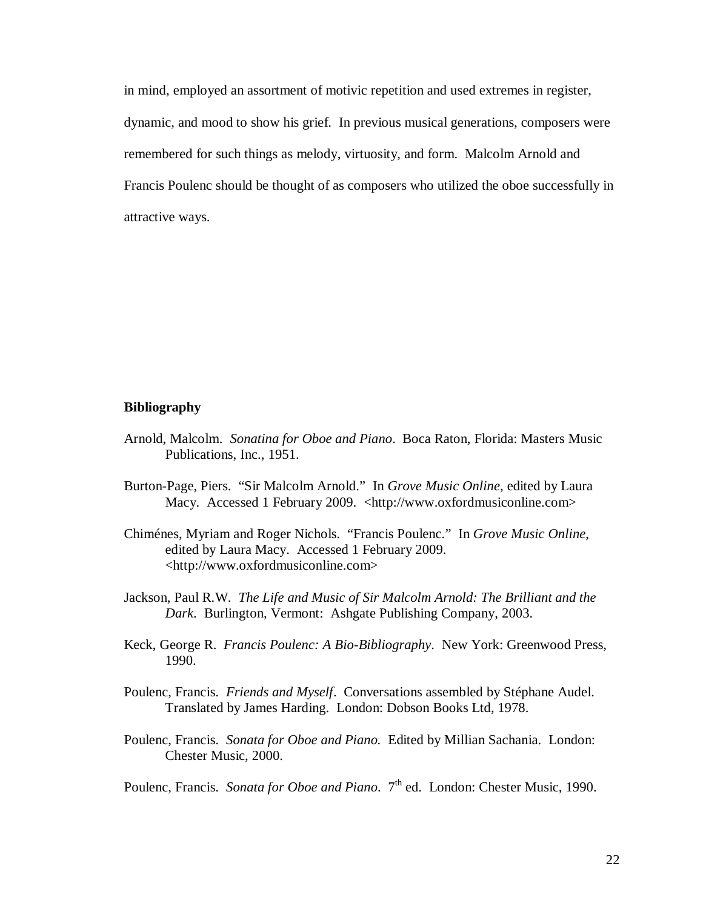in mind, employed an assortment of motivic repetition and used extremes in register, dynamic, and mood to show his grief. In previous musical generations, composers were remembered for such things as melody, virtuosity, and form. Malcolm Arnold and Francis Poulenc should be thought of as composers who utilized the oboe successfully in attractive ways.

**Bibliography**

Arnold, Malcolm. *Sonatina for Oboe and Piano*. Boca Raton, Florida: Masters Music Publications, Inc., 1951.

Burton-Page, Piers. "Sir Malcolm Arnold." In *Grove Music Online*, edited by Laura Macy. Accessed 1 February 2009. <http://www.oxfordmusiconline.com>

Chiménes, Myriam and Roger Nichols. "Francis Poulenc." In *Grove Music Online*, edited by Laura Macy. Accessed 1 February 2009. <http://www.oxfordmusiconline.com>

Jackson, Paul R.W. *The Life and Music of Sir Malcolm Arnold: The Brilliant and the Dark*. Burlington, Vermont: Ashgate Publishing Company, 2003.

Keck, George R. *Francis Poulenc: A Bio-Bibliography*. New York: Greenwood Press, 1990.

Poulenc, Francis. *Friends and Myself*. Conversations assembled by Stéphane Audel. Translated by James Harding. London: Dobson Books Ltd, 1978.

Poulenc, Francis. *Sonata for Oboe and Piano.* Edited by Millian Sachania. London: Chester Music, 2000.

Poulenc, Francis. *Sonata for Oboe and Piano*. 7th ed. London: Chester Music, 1990.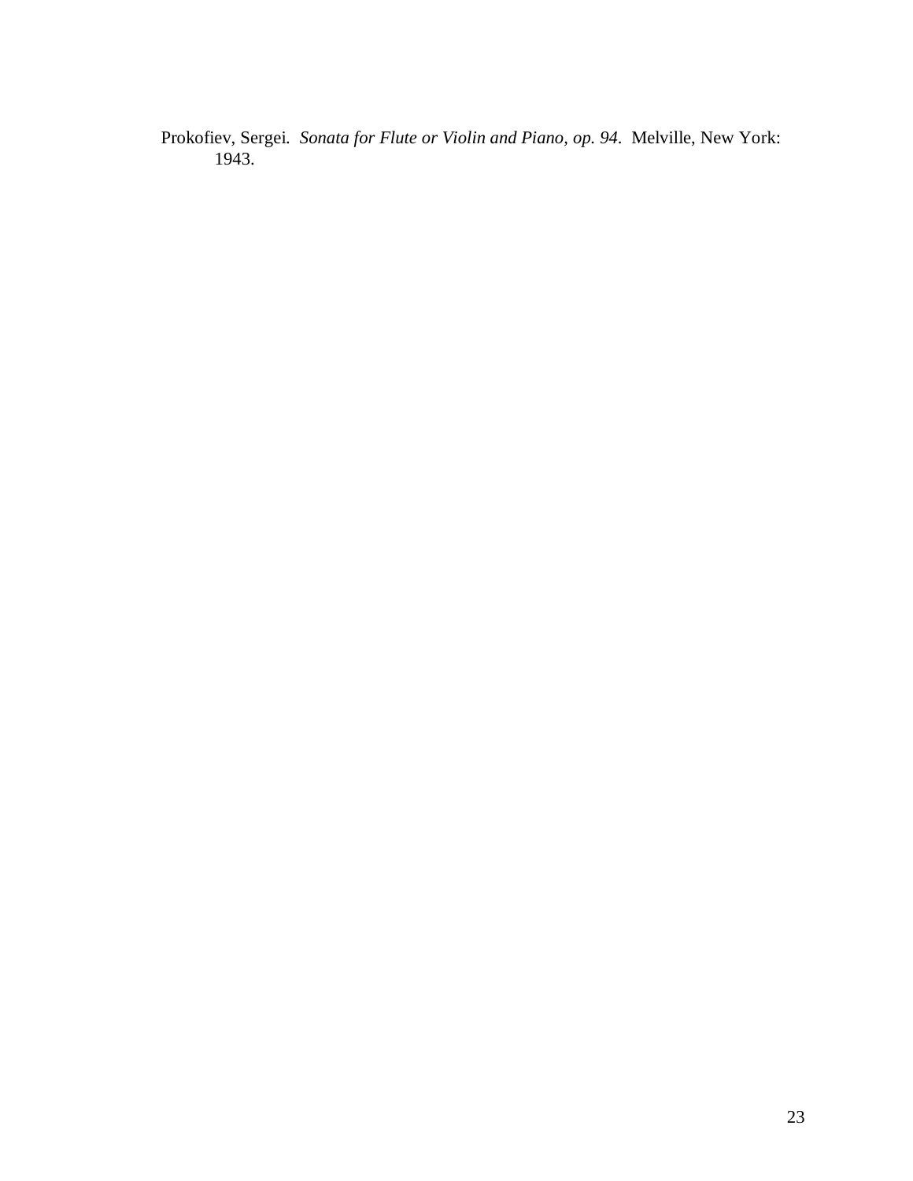Prokofiev, Sergei. *Sonata for Flute or Violin and Piano, op. 94.* Melville, New York: 1943.